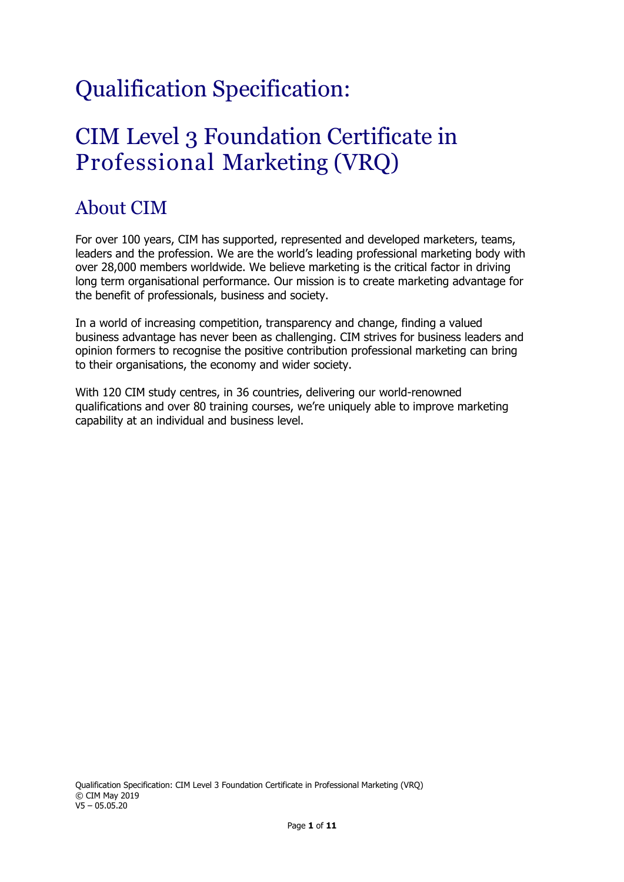# Qualification Specification:

# CIM Level 3 Foundation Certificate in Professional Marketing (VRQ)

## About CIM

For over 100 years, CIM has supported, represented and developed marketers, teams, leaders and the profession. We are the world's leading professional marketing body with over 28,000 members worldwide. We believe marketing is the critical factor in driving long term organisational performance. Our mission is to create marketing advantage for the benefit of professionals, business and society.

In a world of increasing competition, transparency and change, finding a valued business advantage has never been as challenging. CIM strives for business leaders and opinion formers to recognise the positive contribution professional marketing can bring to their organisations, the economy and wider society.

With 120 CIM study centres, in 36 countries, delivering our world-renowned qualifications and over 80 training courses, we're uniquely able to improve marketing capability at an individual and business level.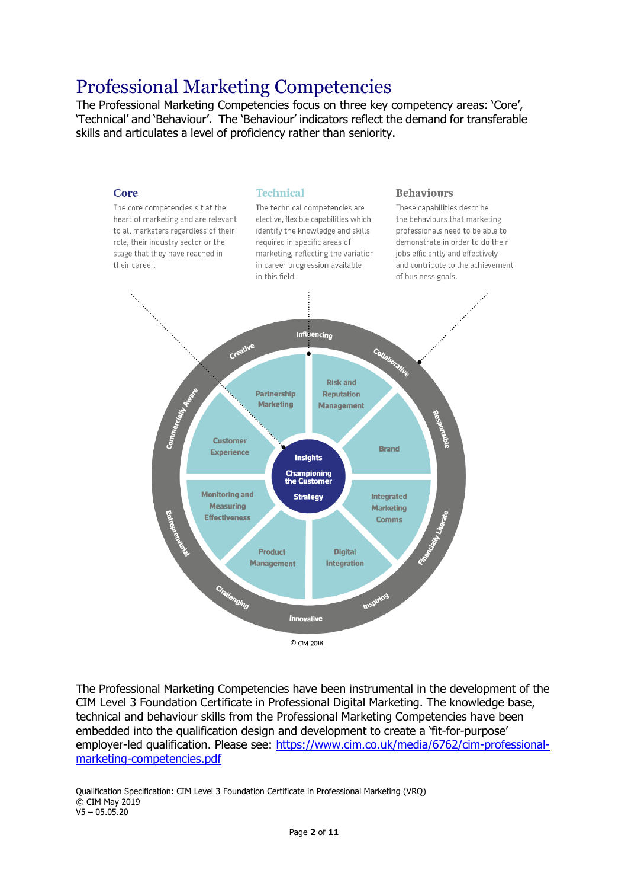# Professional Marketing Competencies

The Professional Marketing Competencies focus on three key competency areas: 'Core', 'Technical' and 'Behaviour'. The 'Behaviour' indicators reflect the demand for transferable skills and articulates a level of proficiency rather than seniority.

**Core**

The core competencies sit at the heart of marketing and are relevant to all marketers regardless of their role, their industry sector or the stage that they have reached in their career.

**Technical**

The technical competencies are elective, flexible capabilities which identify the knowledge and skills required in specific areas of marketing, reflecting the variation in career progression available in this field.

**Behaviours**

These capabilities describe the behaviours that marketing professionals need to be able to demonstrate in order to do their jobs efficiently and effectively and contribute to the achievement of business goals.

Insights
Championing the Customer
Strategy

Partnership Marketing
Risk and Reputation Management
Brand
Integrated Marketing Comms
Digital Integration
Product Management
Monitoring and Measuring Effectiveness
Customer Experience

Influencing
Collaborative
Responsible
Financially Literate
Inspiring
Innovative
Challenging
Entrepreneurial
Commercially Aware
Creative

© CIM 2018

The Professional Marketing Competencies have been instrumental in the development of the CIM Level 3 Foundation Certificate in Professional Digital Marketing. The knowledge base, technical and behaviour skills from the Professional Marketing Competencies have been embedded into the qualification design and development to create a 'fit-for-purpose' employer-led qualification. Please see: [https://www.cim.co.uk/media/6762/cim-professional-marketing-competencies.pdf](https://www.cim.co.uk/media/6762/cim-professional-marketing-competencies.pdf)

Qualification Specification: CIM Level 3 Foundation Certificate in Professional Marketing (VRQ)
© CIM May 2019
V5 – 05.05.20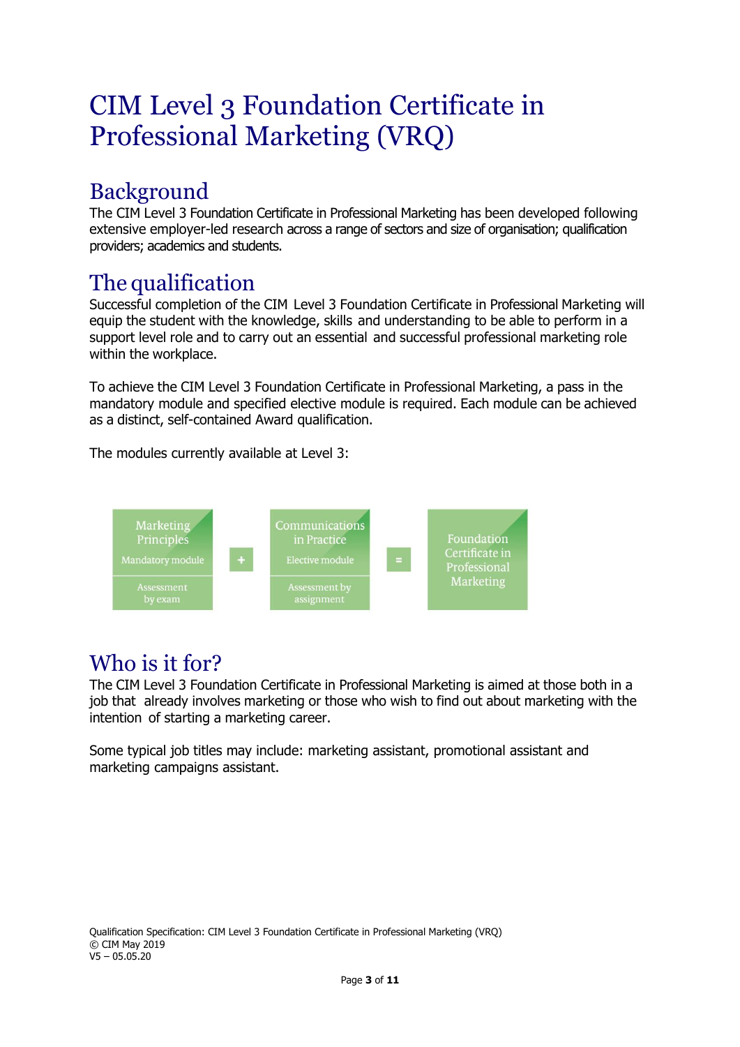# CIM Level 3 Foundation Certificate in Professional Marketing (VRQ)

## Background

The CIM Level 3 Foundation Certificate in Professional Marketing has been developed following extensive employer-led research across a range of sectors and size of organisation; qualification providers; academics and students.

## The qualification

Successful completion of the CIM Level 3 Foundation Certificate in Professional Marketing will equip the student with the knowledge, skills and understanding to be able to perform in a support level role and to carry out an essential and successful professional marketing role within the workplace.

To achieve the CIM Level 3 Foundation Certificate in Professional Marketing, a pass in the mandatory module and specified elective module is required. Each module can be achieved as a distinct, self-contained Award qualification.

The modules currently available at Level 3:

| Marketing Principles<br>Mandatory module<br>Assessment by exam | + | Communications in Practice<br>Elective module<br>Assessment by assignment | = | Foundation Certificate in Professional Marketing |
|---|---|---|---|---|

## Who is it for?

The CIM Level 3 Foundation Certificate in Professional Marketing is aimed at those both in a job that already involves marketing or those who wish to find out about marketing with the intention of starting a marketing career.

Some typical job titles may include: marketing assistant, promotional assistant and marketing campaigns assistant.

Qualification Specification: CIM Level 3 Foundation Certificate in Professional Marketing (VRQ)
© CIM May 2019
V5 – 05.05.20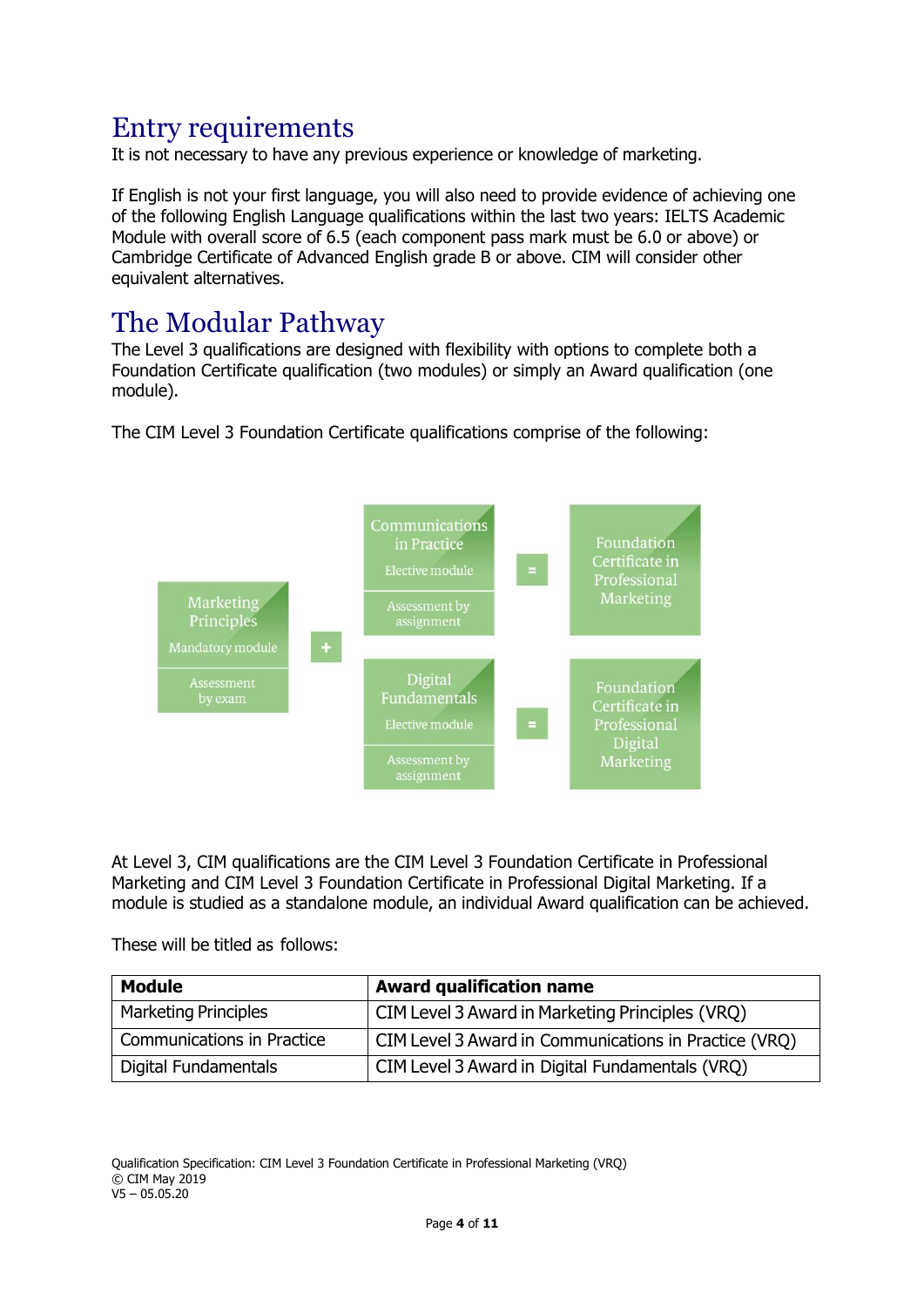## Entry requirements

It is not necessary to have any previous experience or knowledge of marketing.

If English is not your first language, you will also need to provide evidence of achieving one of the following English Language qualifications within the last two years: IELTS Academic Module with overall score of 6.5 (each component pass mark must be 6.0 or above) or Cambridge Certificate of Advanced English grade B or above. CIM will consider other equivalent alternatives.

## The Modular Pathway

The Level 3 qualifications are designed with flexibility with options to complete both a Foundation Certificate qualification (two modules) or simply an Award qualification (one module).

The CIM Level 3 Foundation Certificate qualifications comprise of the following:

Marketing Principles
Mandatory module
Assessment by exam

+

Communications in Practice
Elective module
Assessment by assignment

= Foundation Certificate in Professional Marketing

Digital Fundamentals
Elective module
Assessment by assignment

= Foundation Certificate in Professional Digital Marketing

At Level 3, CIM qualifications are the CIM Level 3 Foundation Certificate in Professional Marketing and CIM Level 3 Foundation Certificate in Professional Digital Marketing. If a module is studied as a standalone module, an individual Award qualification can be achieved.

These will be titled as follows:

| **Module** | **Award qualification name** |
|---|---|
| Marketing Principles | CIM Level 3 Award in Marketing Principles (VRQ) |
| Communications in Practice | CIM Level 3 Award in Communications in Practice (VRQ) |
| Digital Fundamentals | CIM Level 3 Award in Digital Fundamentals (VRQ) |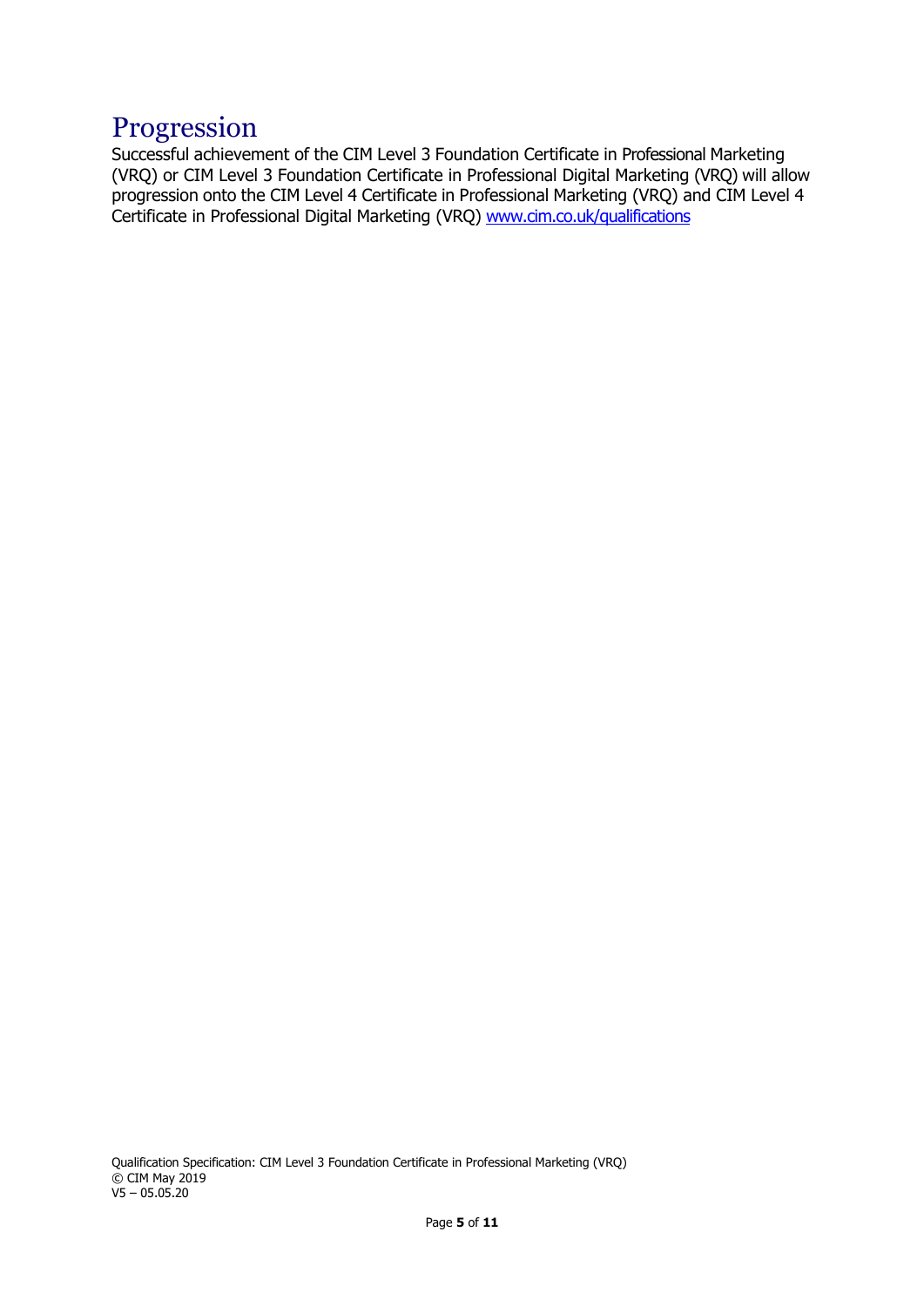# Progression

Successful achievement of the CIM Level 3 Foundation Certificate in Professional Marketing (VRQ) or CIM Level 3 Foundation Certificate in Professional Digital Marketing (VRQ) will allow progression onto the CIM Level 4 Certificate in Professional Marketing (VRQ) and CIM Level 4 Certificate in Professional Digital Marketing (VRQ) [www.cim.co.uk/qualifications](www.cim.co.uk/qualifications)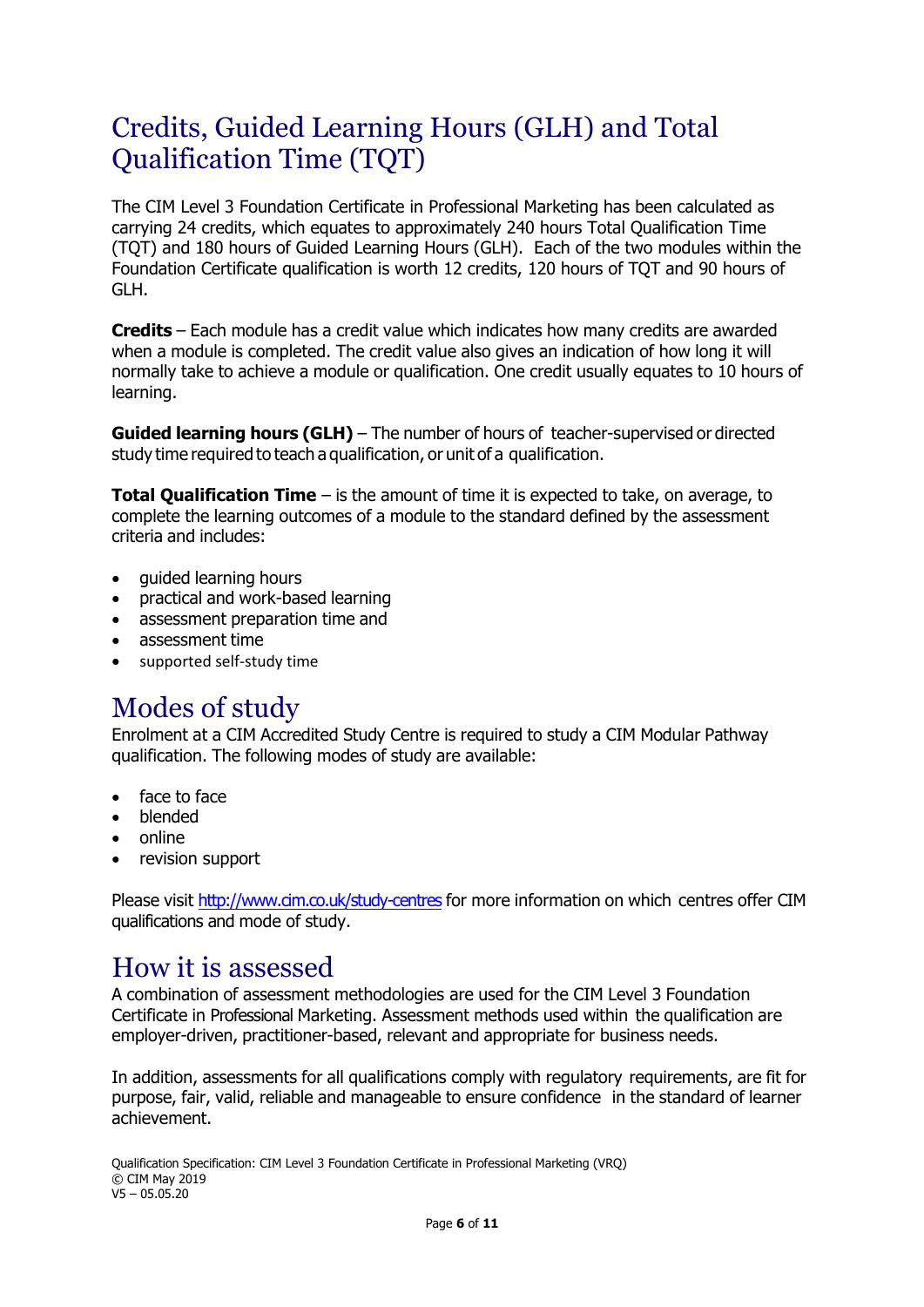## Credits, Guided Learning Hours (GLH) and Total Qualification Time (TQT)

The CIM Level 3 Foundation Certificate in Professional Marketing has been calculated as carrying 24 credits, which equates to approximately 240 hours Total Qualification Time (TQT) and 180 hours of Guided Learning Hours (GLH). Each of the two modules within the Foundation Certificate qualification is worth 12 credits, 120 hours of TQT and 90 hours of GLH.

**Credits** – Each module has a credit value which indicates how many credits are awarded when a module is completed. The credit value also gives an indication of how long it will normally take to achieve a module or qualification. One credit usually equates to 10 hours of learning.

**Guided learning hours (GLH)** – The number of hours of teacher-supervised or directed study time required to teach a qualification, or unit of a qualification.

**Total Qualification Time** – is the amount of time it is expected to take, on average, to complete the learning outcomes of a module to the standard defined by the assessment criteria and includes:

- guided learning hours
- practical and work-based learning
- assessment preparation time and
- assessment time
- supported self-study time

## Modes of study

Enrolment at a CIM Accredited Study Centre is required to study a CIM Modular Pathway qualification. The following modes of study are available:

- face to face
- blended
- online
- revision support

Please visit http://www.cim.co.uk/study-centres for more information on which centres offer CIM qualifications and mode of study.

## How it is assessed

A combination of assessment methodologies are used for the CIM Level 3 Foundation Certificate in Professional Marketing. Assessment methods used within the qualification are employer-driven, practitioner-based, relevant and appropriate for business needs.

In addition, assessments for all qualifications comply with regulatory requirements, are fit for purpose, fair, valid, reliable and manageable to ensure confidence in the standard of learner achievement.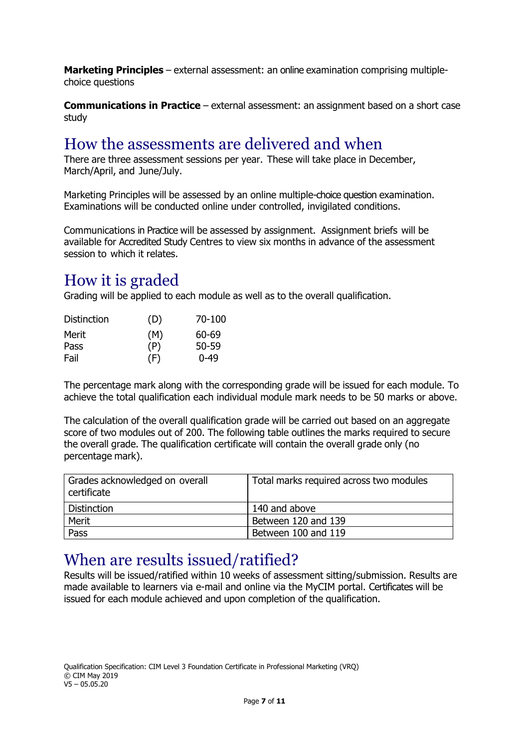**Marketing Principles** – external assessment: an online examination comprising multiple-choice questions

**Communications in Practice** – external assessment: an assignment based on a short case study

## How the assessments are delivered and when

There are three assessment sessions per year. These will take place in December, March/April, and June/July.

Marketing Principles will be assessed by an online multiple-choice question examination. Examinations will be conducted online under controlled, invigilated conditions.

Communications in Practice will be assessed by assignment. Assignment briefs will be available for Accredited Study Centres to view six months in advance of the assessment session to which it relates.

## How it is graded

Grading will be applied to each module as well as to the overall qualification.

| | | |
|---|---|---|
| Distinction | (D) | 70-100 |
| Merit | (M) | 60-69 |
| Pass | (P) | 50-59 |
| Fail | (F) | 0-49 |

The percentage mark along with the corresponding grade will be issued for each module. To achieve the total qualification each individual module mark needs to be 50 marks or above.

The calculation of the overall qualification grade will be carried out based on an aggregate score of two modules out of 200. The following table outlines the marks required to secure the overall grade. The qualification certificate will contain the overall grade only (no percentage mark).

| Grades acknowledged on overall certificate | Total marks required across two modules |
|---|---|
| Distinction | 140 and above |
| Merit | Between 120 and 139 |
| Pass | Between 100 and 119 |

## When are results issued/ratified?

Results will be issued/ratified within 10 weeks of assessment sitting/submission. Results are made available to learners via e-mail and online via the MyCIM portal. Certificates will be issued for each module achieved and upon completion of the qualification.

Qualification Specification: CIM Level 3 Foundation Certificate in Professional Marketing (VRQ)
© CIM May 2019
V5 – 05.05.20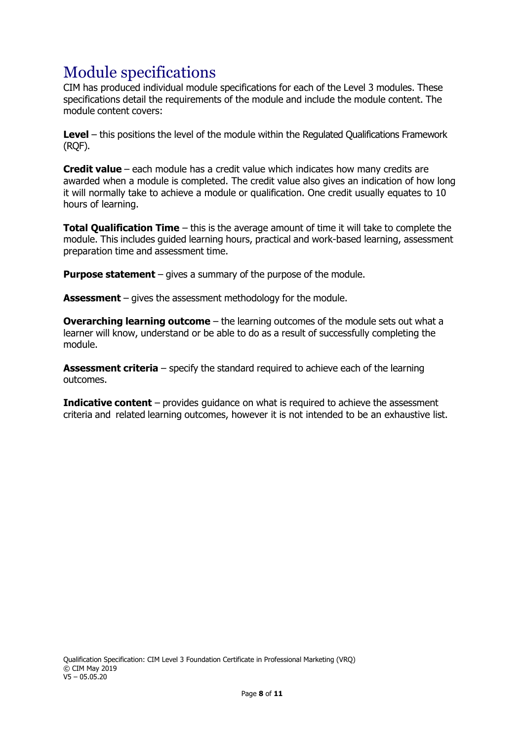# Module specifications

CIM has produced individual module specifications for each of the Level 3 modules. These specifications detail the requirements of the module and include the module content. The module content covers:

**Level** – this positions the level of the module within the Regulated Qualifications Framework (RQF).

**Credit value** – each module has a credit value which indicates how many credits are awarded when a module is completed. The credit value also gives an indication of how long it will normally take to achieve a module or qualification. One credit usually equates to 10 hours of learning.

**Total Qualification Time** – this is the average amount of time it will take to complete the module. This includes guided learning hours, practical and work-based learning, assessment preparation time and assessment time.

**Purpose statement** – gives a summary of the purpose of the module.

**Assessment** – gives the assessment methodology for the module.

**Overarching learning outcome** – the learning outcomes of the module sets out what a learner will know, understand or be able to do as a result of successfully completing the module.

**Assessment criteria** – specify the standard required to achieve each of the learning outcomes.

**Indicative content** – provides guidance on what is required to achieve the assessment criteria and related learning outcomes, however it is not intended to be an exhaustive list.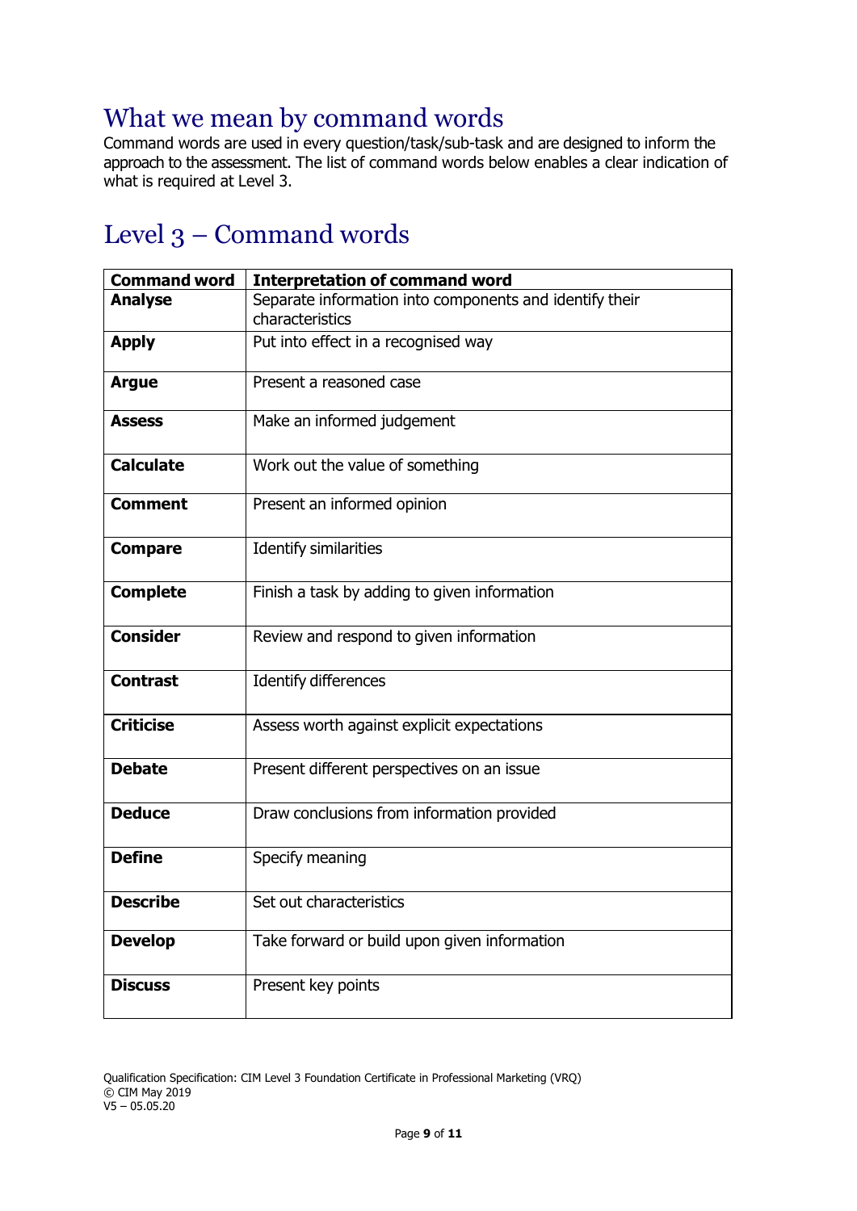## What we mean by command words

Command words are used in every question/task/sub-task and are designed to inform the approach to the assessment. The list of command words below enables a clear indication of what is required at Level 3.

## Level 3 – Command words

| Command word | Interpretation of command word |
|---|---|
| **Analyse** | Separate information into components and identify their characteristics |
| **Apply** | Put into effect in a recognised way |
| **Argue** | Present a reasoned case |
| **Assess** | Make an informed judgement |
| **Calculate** | Work out the value of something |
| **Comment** | Present an informed opinion |
| **Compare** | Identify similarities |
| **Complete** | Finish a task by adding to given information |
| **Consider** | Review and respond to given information |
| **Contrast** | Identify differences |
| **Criticise** | Assess worth against explicit expectations |
| **Debate** | Present different perspectives on an issue |
| **Deduce** | Draw conclusions from information provided |
| **Define** | Specify meaning |
| **Describe** | Set out characteristics |
| **Develop** | Take forward or build upon given information |
| **Discuss** | Present key points |

Qualification Specification: CIM Level 3 Foundation Certificate in Professional Marketing (VRQ)
© CIM May 2019
V5 – 05.05.20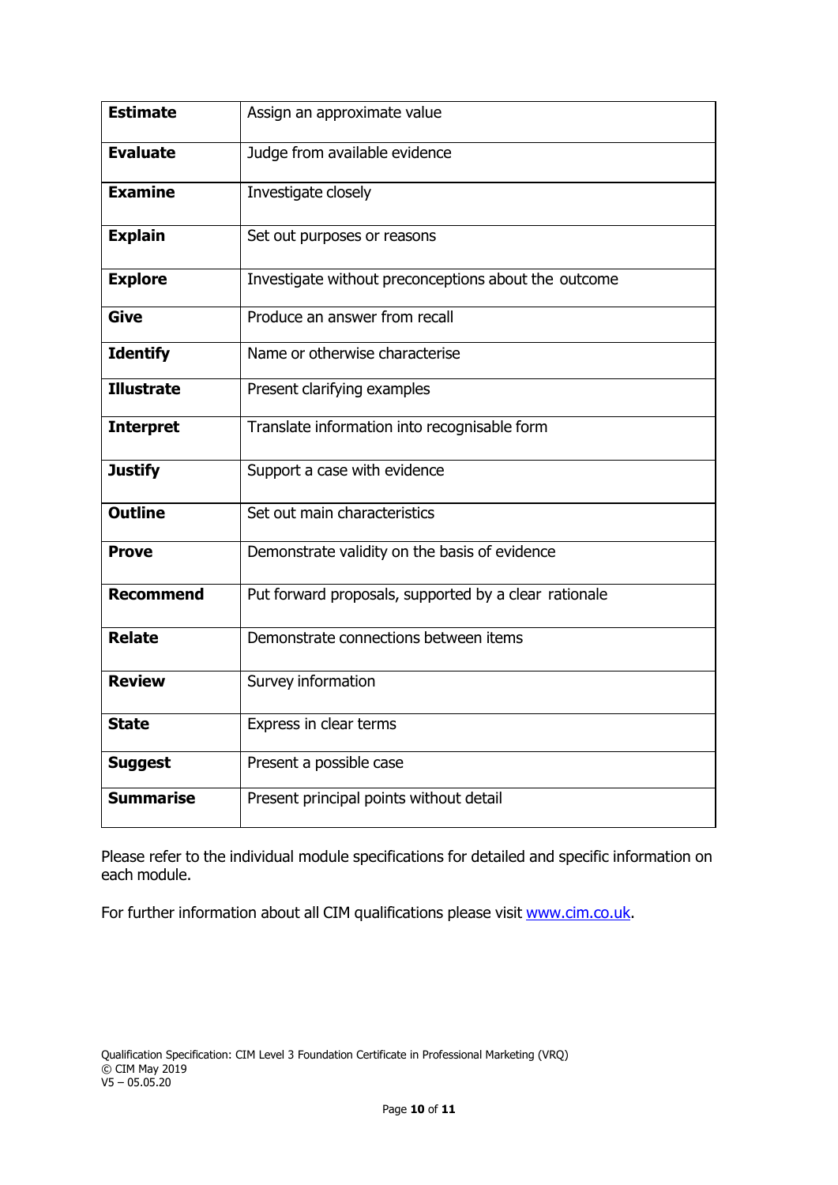| **Estimate** | Assign an approximate value |
|---|---|
| **Evaluate** | Judge from available evidence |
| **Examine** | Investigate closely |
| **Explain** | Set out purposes or reasons |
| **Explore** | Investigate without preconceptions about the outcome |
| **Give** | Produce an answer from recall |
| **Identify** | Name or otherwise characterise |
| **Illustrate** | Present clarifying examples |
| **Interpret** | Translate information into recognisable form |
| **Justify** | Support a case with evidence |
| **Outline** | Set out main characteristics |
| **Prove** | Demonstrate validity on the basis of evidence |
| **Recommend** | Put forward proposals, supported by a clear rationale |
| **Relate** | Demonstrate connections between items |
| **Review** | Survey information |
| **State** | Express in clear terms |
| **Suggest** | Present a possible case |
| **Summarise** | Present principal points without detail |

Please refer to the individual module specifications for detailed and specific information on each module.

For further information about all CIM qualifications please visit [www.cim.co.uk](www.cim.co.uk).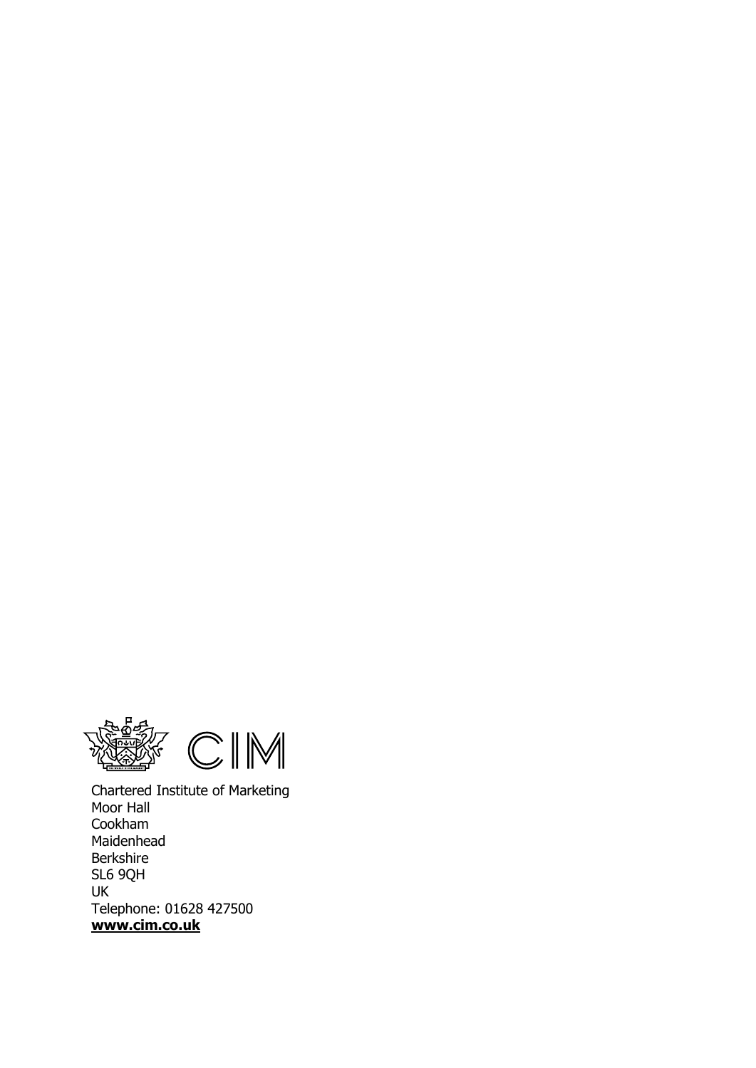Chartered Institute of Marketing
Moor Hall
Cookham
Maidenhead
Berkshire
SL6 9QH
UK
Telephone: 01628 427500
**www.cim.co.uk**